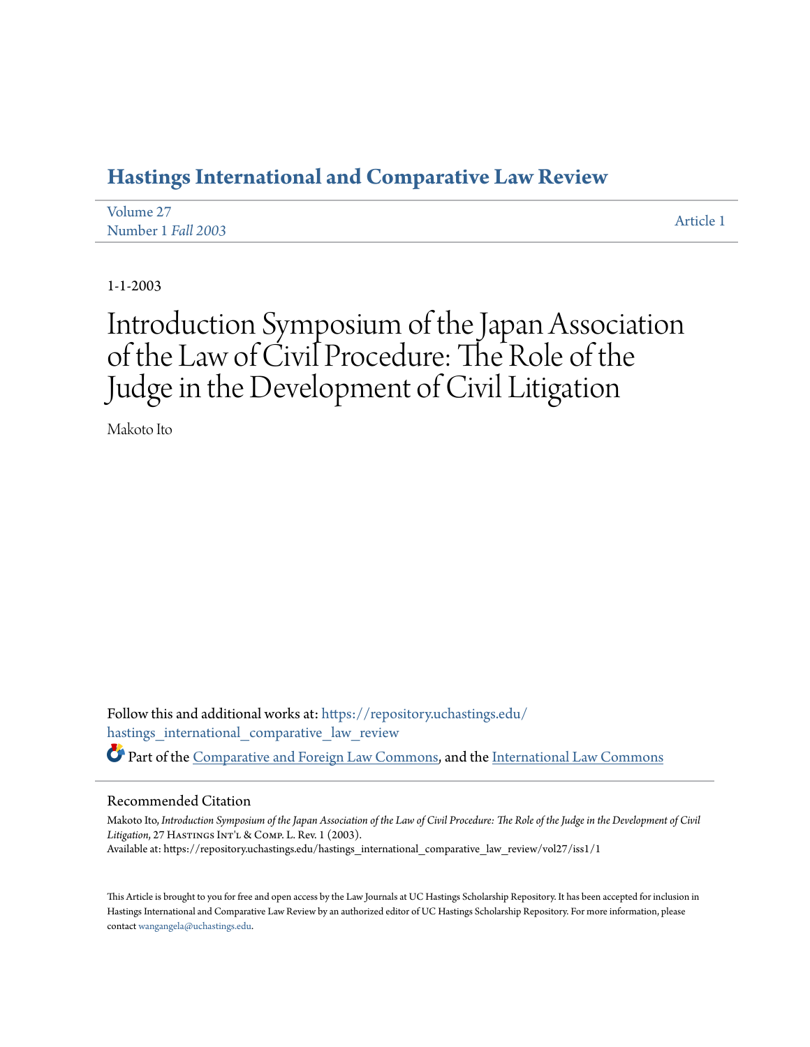# Hastings International and Comparative Law Review

Volume 27
Number 1 *Fall 2003*

Article 1

1-1-2003

# Introduction Symposium of the Japan Association of the Law of Civil Procedure: The Role of the Judge in the Development of Civil Litigation

Makoto Ito

Follow this and additional works at: https://repository.uchastings.edu/hastings_international_comparative_law_review

Part of the Comparative and Foreign Law Commons, and the International Law Commons

## Recommended Citation

Makoto Ito, *Introduction Symposium of the Japan Association of the Law of Civil Procedure: The Role of the Judge in the Development of Civil Litigation*, 27 Hastings Int'l & Comp. L. Rev. 1 (2003).
Available at: https://repository.uchastings.edu/hastings_international_comparative_law_review/vol27/iss1/1

This Article is brought to you for free and open access by the Law Journals at UC Hastings Scholarship Repository. It has been accepted for inclusion in Hastings International and Comparative Law Review by an authorized editor of UC Hastings Scholarship Repository. For more information, please contact wangangela@uchastings.edu.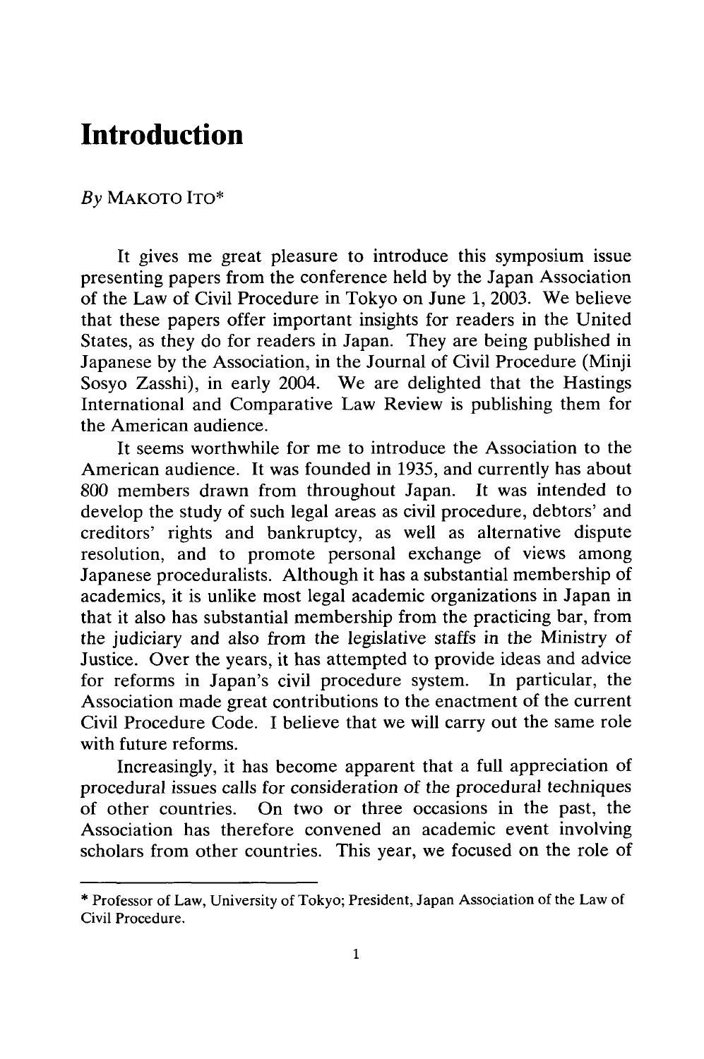# Introduction

*By* MAKOTO ITO*

It gives me great pleasure to introduce this symposium issue presenting papers from the conference held by the Japan Association of the Law of Civil Procedure in Tokyo on June 1, 2003. We believe that these papers offer important insights for readers in the United States, as they do for readers in Japan. They are being published in Japanese by the Association, in the Journal of Civil Procedure (Minji Sosyo Zasshi), in early 2004. We are delighted that the Hastings International and Comparative Law Review is publishing them for the American audience.

It seems worthwhile for me to introduce the Association to the American audience. It was founded in 1935, and currently has about 800 members drawn from throughout Japan. It was intended to develop the study of such legal areas as civil procedure, debtors' and creditors' rights and bankruptcy, as well as alternative dispute resolution, and to promote personal exchange of views among Japanese proceduralists. Although it has a substantial membership of academics, it is unlike most legal academic organizations in Japan in that it also has substantial membership from the practicing bar, from the judiciary and also from the legislative staffs in the Ministry of Justice. Over the years, it has attempted to provide ideas and advice for reforms in Japan's civil procedure system. In particular, the Association made great contributions to the enactment of the current Civil Procedure Code. I believe that we will carry out the same role with future reforms.

Increasingly, it has become apparent that a full appreciation of procedural issues calls for consideration of the procedural techniques of other countries. On two or three occasions in the past, the Association has therefore convened an academic event involving scholars from other countries. This year, we focused on the role of

---

* Professor of Law, University of Tokyo; President, Japan Association of the Law of Civil Procedure.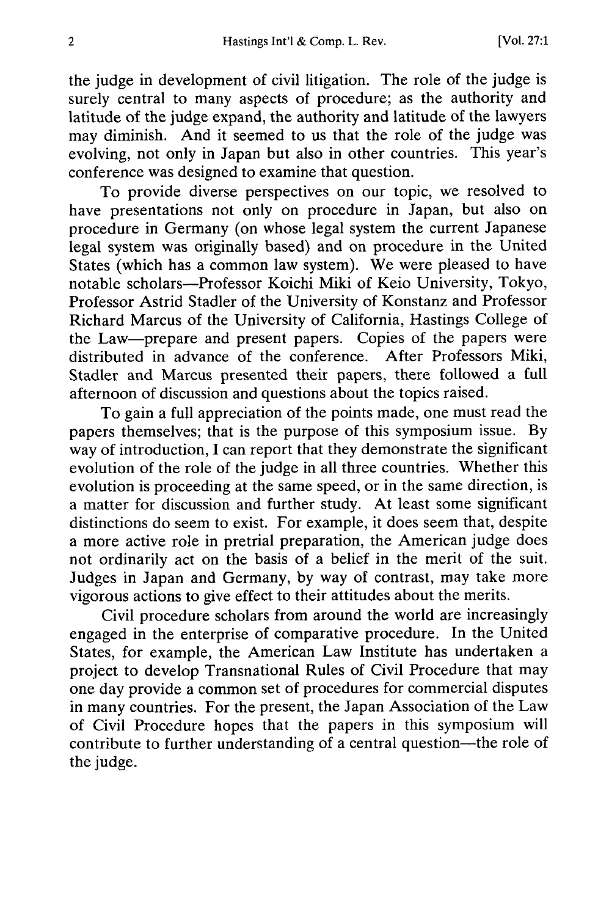the judge in development of civil litigation. The role of the judge is surely central to many aspects of procedure; as the authority and latitude of the judge expand, the authority and latitude of the lawyers may diminish. And it seemed to us that the role of the judge was evolving, not only in Japan but also in other countries. This year's conference was designed to examine that question.

To provide diverse perspectives on our topic, we resolved to have presentations not only on procedure in Japan, but also on procedure in Germany (on whose legal system the current Japanese legal system was originally based) and on procedure in the United States (which has a common law system). We were pleased to have notable scholars—Professor Koichi Miki of Keio University, Tokyo, Professor Astrid Stadler of the University of Konstanz and Professor Richard Marcus of the University of California, Hastings College of the Law—prepare and present papers. Copies of the papers were distributed in advance of the conference. After Professors Miki, Stadler and Marcus presented their papers, there followed a full afternoon of discussion and questions about the topics raised.

To gain a full appreciation of the points made, one must read the papers themselves; that is the purpose of this symposium issue. By way of introduction, I can report that they demonstrate the significant evolution of the role of the judge in all three countries. Whether this evolution is proceeding at the same speed, or in the same direction, is a matter for discussion and further study. At least some significant distinctions do seem to exist. For example, it does seem that, despite a more active role in pretrial preparation, the American judge does not ordinarily act on the basis of a belief in the merit of the suit. Judges in Japan and Germany, by way of contrast, may take more vigorous actions to give effect to their attitudes about the merits.

Civil procedure scholars from around the world are increasingly engaged in the enterprise of comparative procedure. In the United States, for example, the American Law Institute has undertaken a project to develop Transnational Rules of Civil Procedure that may one day provide a common set of procedures for commercial disputes in many countries. For the present, the Japan Association of the Law of Civil Procedure hopes that the papers in this symposium will contribute to further understanding of a central question—the role of the judge.